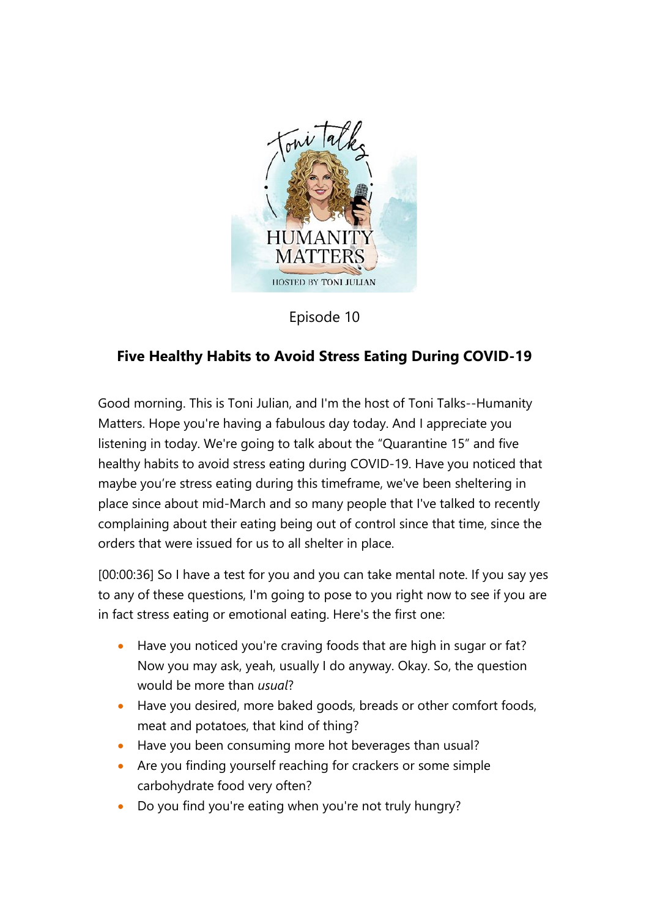Episode 10

## Five Healthy Habits to Avoid Stress Eating During COVID-19

Good morning. This is Toni Julian, and I'm the host of Toni Talks--Humanity Matters. Hope you're having a fabulous day today. And I appreciate you listening in today. We're going to talk about the "Quarantine 15" and five healthy habits to avoid stress eating during COVID-19. Have you noticed that maybe you're stress eating during this timeframe, we've been sheltering in place since about mid-March and so many people that I've talked to recently complaining about their eating being out of control since that time, since the orders that were issued for us to all shelter in place.

[00:00:36] So I have a test for you and you can take mental note. If you say yes to any of these questions, I'm going to pose to you right now to see if you are in fact stress eating or emotional eating. Here's the first one:

- Have you noticed you're craving foods that are high in sugar or fat? Now you may ask, yeah, usually I do anyway. Okay. So, the question would be more than *usual*?
- Have you desired, more baked goods, breads or other comfort foods, meat and potatoes, that kind of thing?
- Have you been consuming more hot beverages than usual?
- Are you finding yourself reaching for crackers or some simple carbohydrate food very often?
- Do you find you're eating when you're not truly hungry?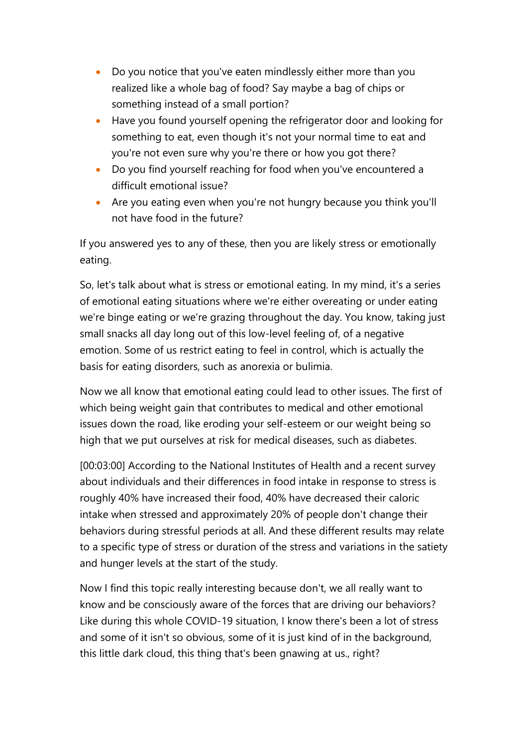- Do you notice that you've eaten mindlessly either more than you realized like a whole bag of food? Say maybe a bag of chips or something instead of a small portion?
- Have you found yourself opening the refrigerator door and looking for something to eat, even though it's not your normal time to eat and you're not even sure why you're there or how you got there?
- Do you find yourself reaching for food when you've encountered a difficult emotional issue?
- Are you eating even when you're not hungry because you think you'll not have food in the future?

If you answered yes to any of these, then you are likely stress or emotionally eating.

So, let's talk about what is stress or emotional eating. In my mind, it's a series of emotional eating situations where we're either overeating or under eating we're binge eating or we're grazing throughout the day. You know, taking just small snacks all day long out of this low-level feeling of, of a negative emotion. Some of us restrict eating to feel in control, which is actually the basis for eating disorders, such as anorexia or bulimia.

Now we all know that emotional eating could lead to other issues. The first of which being weight gain that contributes to medical and other emotional issues down the road, like eroding your self-esteem or our weight being so high that we put ourselves at risk for medical diseases, such as diabetes.

[00:03:00] According to the National Institutes of Health and a recent survey about individuals and their differences in food intake in response to stress is roughly 40% have increased their food, 40% have decreased their caloric intake when stressed and approximately 20% of people don't change their behaviors during stressful periods at all. And these different results may relate to a specific type of stress or duration of the stress and variations in the satiety and hunger levels at the start of the study.

Now I find this topic really interesting because don't, we all really want to know and be consciously aware of the forces that are driving our behaviors? Like during this whole COVID-19 situation, I know there's been a lot of stress and some of it isn't so obvious, some of it is just kind of in the background, this little dark cloud, this thing that's been gnawing at us., right?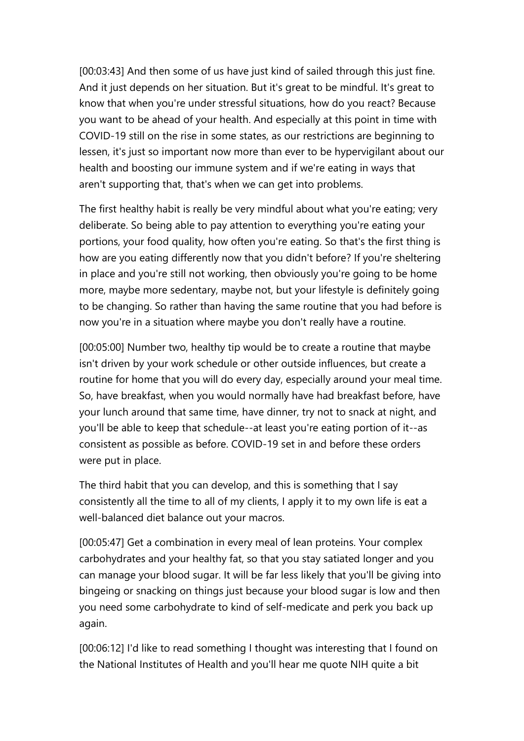[00:03:43] And then some of us have just kind of sailed through this just fine. And it just depends on her situation. But it's great to be mindful. It's great to know that when you're under stressful situations, how do you react? Because you want to be ahead of your health. And especially at this point in time with COVID-19 still on the rise in some states, as our restrictions are beginning to lessen, it's just so important now more than ever to be hypervigilant about our health and boosting our immune system and if we're eating in ways that aren't supporting that, that's when we can get into problems.

The first healthy habit is really be very mindful about what you're eating; very deliberate. So being able to pay attention to everything you're eating your portions, your food quality, how often you're eating. So that's the first thing is how are you eating differently now that you didn't before? If you're sheltering in place and you're still not working, then obviously you're going to be home more, maybe more sedentary, maybe not, but your lifestyle is definitely going to be changing. So rather than having the same routine that you had before is now you're in a situation where maybe you don't really have a routine.

[00:05:00] Number two, healthy tip would be to create a routine that maybe isn't driven by your work schedule or other outside influences, but create a routine for home that you will do every day, especially around your meal time. So, have breakfast, when you would normally have had breakfast before, have your lunch around that same time, have dinner, try not to snack at night, and you'll be able to keep that schedule--at least you're eating portion of it--as consistent as possible as before. COVID-19 set in and before these orders were put in place.

The third habit that you can develop, and this is something that I say consistently all the time to all of my clients, I apply it to my own life is eat a well-balanced diet balance out your macros.

[00:05:47] Get a combination in every meal of lean proteins. Your complex carbohydrates and your healthy fat, so that you stay satiated longer and you can manage your blood sugar. It will be far less likely that you'll be giving into bingeing or snacking on things just because your blood sugar is low and then you need some carbohydrate to kind of self-medicate and perk you back up again.

[00:06:12] I'd like to read something I thought was interesting that I found on the National Institutes of Health and you'll hear me quote NIH quite a bit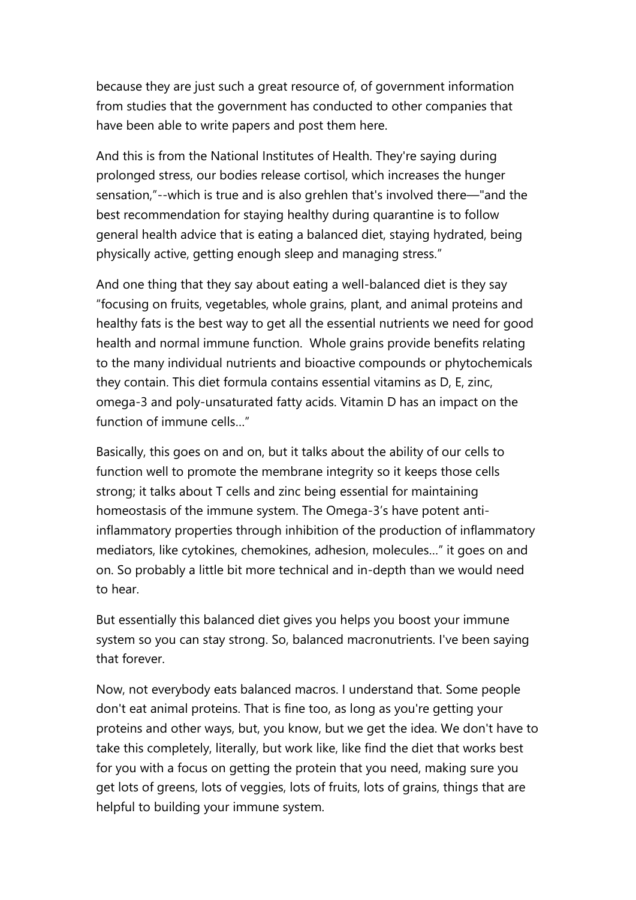because they are just such a great resource of, of government information from studies that the government has conducted to other companies that have been able to write papers and post them here.

And this is from the National Institutes of Health. They're saying during prolonged stress, our bodies release cortisol, which increases the hunger sensation,"--which is true and is also grehlen that's involved there—"and the best recommendation for staying healthy during quarantine is to follow general health advice that is eating a balanced diet, staying hydrated, being physically active, getting enough sleep and managing stress."

And one thing that they say about eating a well-balanced diet is they say "focusing on fruits, vegetables, whole grains, plant, and animal proteins and healthy fats is the best way to get all the essential nutrients we need for good health and normal immune function.  Whole grains provide benefits relating to the many individual nutrients and bioactive compounds or phytochemicals they contain. This diet formula contains essential vitamins as D, E, zinc, omega-3 and poly-unsaturated fatty acids. Vitamin D has an impact on the function of immune cells…"

Basically, this goes on and on, but it talks about the ability of our cells to function well to promote the membrane integrity so it keeps those cells strong; it talks about T cells and zinc being essential for maintaining homeostasis of the immune system. The Omega-3's have potent anti-inflammatory properties through inhibition of the production of inflammatory mediators, like cytokines, chemokines, adhesion, molecules…" it goes on and on. So probably a little bit more technical and in-depth than we would need to hear.

But essentially this balanced diet gives you helps you boost your immune system so you can stay strong. So, balanced macronutrients. I've been saying that forever.

Now, not everybody eats balanced macros. I understand that. Some people don't eat animal proteins. That is fine too, as long as you're getting your proteins and other ways, but, you know, but we get the idea. We don't have to take this completely, literally, but work like, like find the diet that works best for you with a focus on getting the protein that you need, making sure you get lots of greens, lots of veggies, lots of fruits, lots of grains, things that are helpful to building your immune system.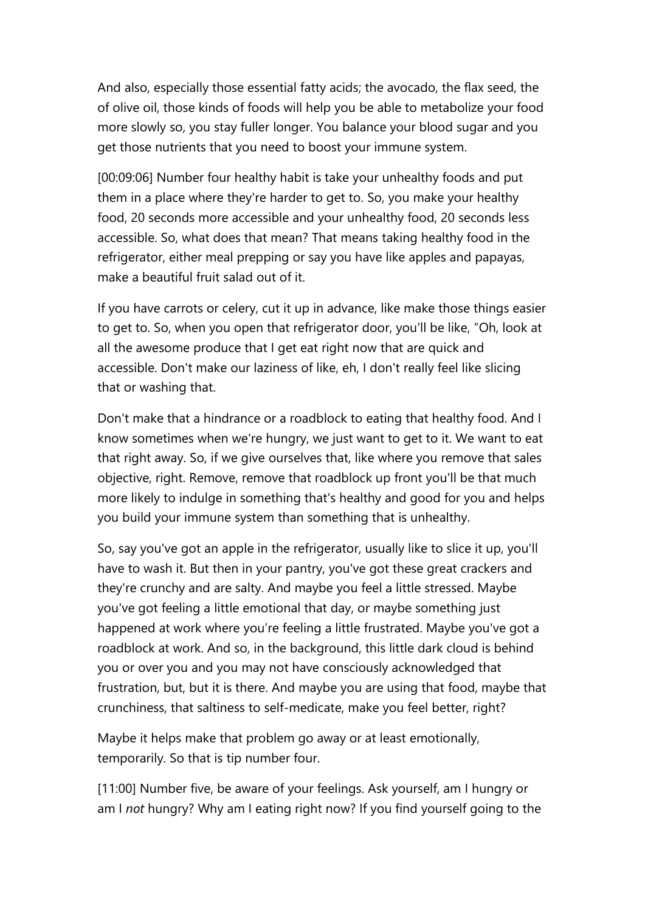And also, especially those essential fatty acids; the avocado, the flax seed, the of olive oil, those kinds of foods will help you be able to metabolize your food more slowly so, you stay fuller longer. You balance your blood sugar and you get those nutrients that you need to boost your immune system.

[00:09:06] Number four healthy habit is take your unhealthy foods and put them in a place where they're harder to get to. So, you make your healthy food, 20 seconds more accessible and your unhealthy food, 20 seconds less accessible. So, what does that mean? That means taking healthy food in the refrigerator, either meal prepping or say you have like apples and papayas, make a beautiful fruit salad out of it.

If you have carrots or celery, cut it up in advance, like make those things easier to get to. So, when you open that refrigerator door, you'll be like, "Oh, look at all the awesome produce that I get eat right now that are quick and accessible. Don't make our laziness of like, eh, I don't really feel like slicing that or washing that.

Don't make that a hindrance or a roadblock to eating that healthy food. And I know sometimes when we're hungry, we just want to get to it. We want to eat that right away. So, if we give ourselves that, like where you remove that sales objective, right. Remove, remove that roadblock up front you'll be that much more likely to indulge in something that's healthy and good for you and helps you build your immune system than something that is unhealthy.

So, say you've got an apple in the refrigerator, usually like to slice it up, you'll have to wash it. But then in your pantry, you've got these great crackers and they're crunchy and are salty. And maybe you feel a little stressed. Maybe you've got feeling a little emotional that day, or maybe something just happened at work where you're feeling a little frustrated. Maybe you've got a roadblock at work. And so, in the background, this little dark cloud is behind you or over you and you may not have consciously acknowledged that frustration, but, but it is there. And maybe you are using that food, maybe that crunchiness, that saltiness to self-medicate, make you feel better, right?

Maybe it helps make that problem go away or at least emotionally, temporarily. So that is tip number four.

[11:00] Number five, be aware of your feelings. Ask yourself, am I hungry or am I *not* hungry? Why am I eating right now? If you find yourself going to the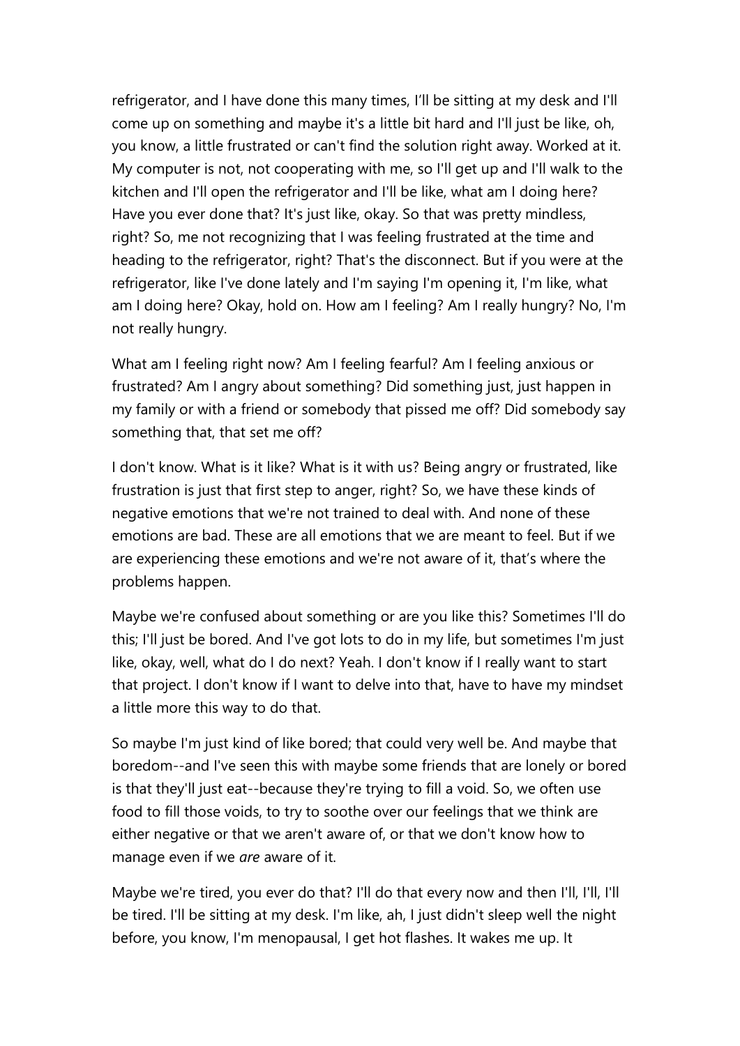refrigerator, and I have done this many times, I'll be sitting at my desk and I'll come up on something and maybe it's a little bit hard and I'll just be like, oh, you know, a little frustrated or can't find the solution right away. Worked at it. My computer is not, not cooperating with me, so I'll get up and I'll walk to the kitchen and I'll open the refrigerator and I'll be like, what am I doing here? Have you ever done that? It's just like, okay. So that was pretty mindless, right? So, me not recognizing that I was feeling frustrated at the time and heading to the refrigerator, right? That's the disconnect. But if you were at the refrigerator, like I've done lately and I'm saying I'm opening it, I'm like, what am I doing here? Okay, hold on. How am I feeling? Am I really hungry? No, I'm not really hungry.

What am I feeling right now? Am I feeling fearful? Am I feeling anxious or frustrated? Am I angry about something? Did something just, just happen in my family or with a friend or somebody that pissed me off? Did somebody say something that, that set me off?

I don't know. What is it like? What is it with us? Being angry or frustrated, like frustration is just that first step to anger, right? So, we have these kinds of negative emotions that we're not trained to deal with. And none of these emotions are bad. These are all emotions that we are meant to feel. But if we are experiencing these emotions and we're not aware of it, that's where the problems happen.

Maybe we're confused about something or are you like this? Sometimes I'll do this; I'll just be bored. And I've got lots to do in my life, but sometimes I'm just like, okay, well, what do I do next? Yeah. I don't know if I really want to start that project. I don't know if I want to delve into that, have to have my mindset a little more this way to do that.

So maybe I'm just kind of like bored; that could very well be. And maybe that boredom--and I've seen this with maybe some friends that are lonely or bored is that they'll just eat--because they're trying to fill a void. So, we often use food to fill those voids, to try to soothe over our feelings that we think are either negative or that we aren't aware of, or that we don't know how to manage even if we *are* aware of it.

Maybe we're tired, you ever do that? I'll do that every now and then I'll, I'll, I'll be tired. I'll be sitting at my desk. I'm like, ah, I just didn't sleep well the night before, you know, I'm menopausal, I get hot flashes. It wakes me up. It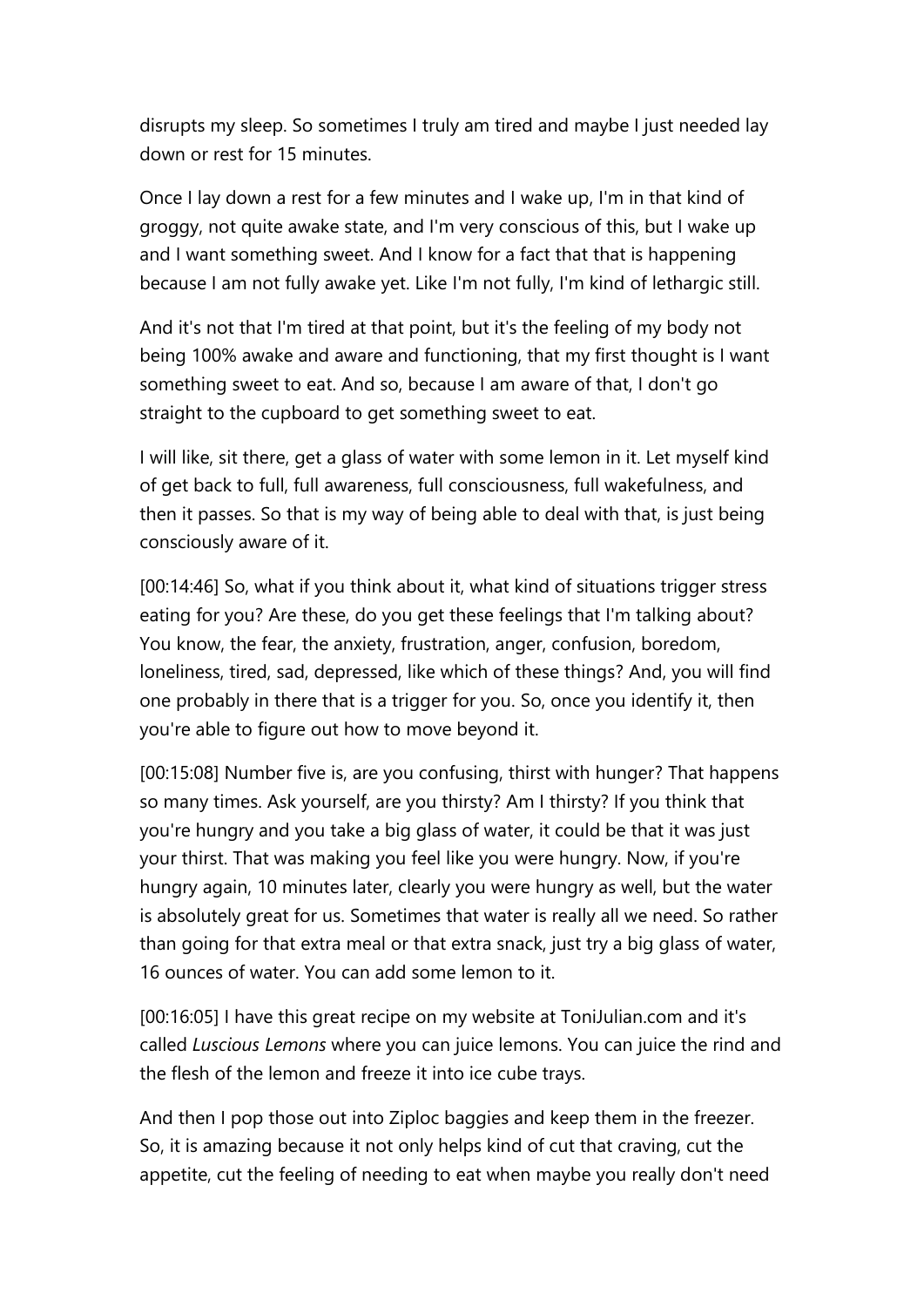disrupts my sleep. So sometimes I truly am tired and maybe I just needed lay down or rest for 15 minutes.

Once I lay down a rest for a few minutes and I wake up, I'm in that kind of groggy, not quite awake state, and I'm very conscious of this, but I wake up and I want something sweet. And I know for a fact that that is happening because I am not fully awake yet. Like I'm not fully, I'm kind of lethargic still.

And it's not that I'm tired at that point, but it's the feeling of my body not being 100% awake and aware and functioning, that my first thought is I want something sweet to eat. And so, because I am aware of that, I don't go straight to the cupboard to get something sweet to eat.

I will like, sit there, get a glass of water with some lemon in it. Let myself kind of get back to full, full awareness, full consciousness, full wakefulness, and then it passes. So that is my way of being able to deal with that, is just being consciously aware of it.

[00:14:46] So, what if you think about it, what kind of situations trigger stress eating for you? Are these, do you get these feelings that I'm talking about? You know, the fear, the anxiety, frustration, anger, confusion, boredom, loneliness, tired, sad, depressed, like which of these things? And, you will find one probably in there that is a trigger for you. So, once you identify it, then you're able to figure out how to move beyond it.

[00:15:08] Number five is, are you confusing, thirst with hunger? That happens so many times. Ask yourself, are you thirsty? Am I thirsty? If you think that you're hungry and you take a big glass of water, it could be that it was just your thirst. That was making you feel like you were hungry. Now, if you're hungry again, 10 minutes later, clearly you were hungry as well, but the water is absolutely great for us. Sometimes that water is really all we need. So rather than going for that extra meal or that extra snack, just try a big glass of water, 16 ounces of water. You can add some lemon to it.

[00:16:05] I have this great recipe on my website at ToniJulian.com and it's called *Luscious Lemons* where you can juice lemons. You can juice the rind and the flesh of the lemon and freeze it into ice cube trays.

And then I pop those out into Ziploc baggies and keep them in the freezer. So, it is amazing because it not only helps kind of cut that craving, cut the appetite, cut the feeling of needing to eat when maybe you really don't need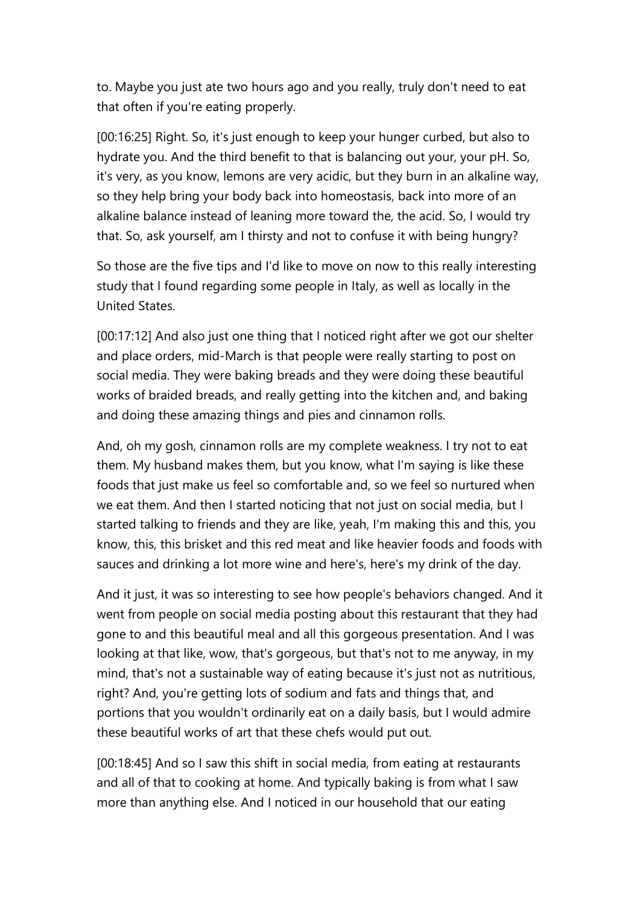to. Maybe you just ate two hours ago and you really, truly don't need to eat that often if you're eating properly.

[00:16:25] Right. So, it's just enough to keep your hunger curbed, but also to hydrate you. And the third benefit to that is balancing out your, your pH. So, it's very, as you know, lemons are very acidic, but they burn in an alkaline way, so they help bring your body back into homeostasis, back into more of an alkaline balance instead of leaning more toward the, the acid. So, I would try that. So, ask yourself, am I thirsty and not to confuse it with being hungry?

So those are the five tips and I'd like to move on now to this really interesting study that I found regarding some people in Italy, as well as locally in the United States.

[00:17:12] And also just one thing that I noticed right after we got our shelter and place orders, mid-March is that people were really starting to post on social media. They were baking breads and they were doing these beautiful works of braided breads, and really getting into the kitchen and, and baking and doing these amazing things and pies and cinnamon rolls.

And, oh my gosh, cinnamon rolls are my complete weakness. I try not to eat them. My husband makes them, but you know, what I'm saying is like these foods that just make us feel so comfortable and, so we feel so nurtured when we eat them. And then I started noticing that not just on social media, but I started talking to friends and they are like, yeah, I'm making this and this, you know, this, this brisket and this red meat and like heavier foods and foods with sauces and drinking a lot more wine and here's, here's my drink of the day.

And it just, it was so interesting to see how people's behaviors changed. And it went from people on social media posting about this restaurant that they had gone to and this beautiful meal and all this gorgeous presentation. And I was looking at that like, wow, that's gorgeous, but that's not to me anyway, in my mind, that's not a sustainable way of eating because it's just not as nutritious, right? And, you're getting lots of sodium and fats and things that, and portions that you wouldn't ordinarily eat on a daily basis, but I would admire these beautiful works of art that these chefs would put out.

[00:18:45] And so I saw this shift in social media, from eating at restaurants and all of that to cooking at home. And typically baking is from what I saw more than anything else. And I noticed in our household that our eating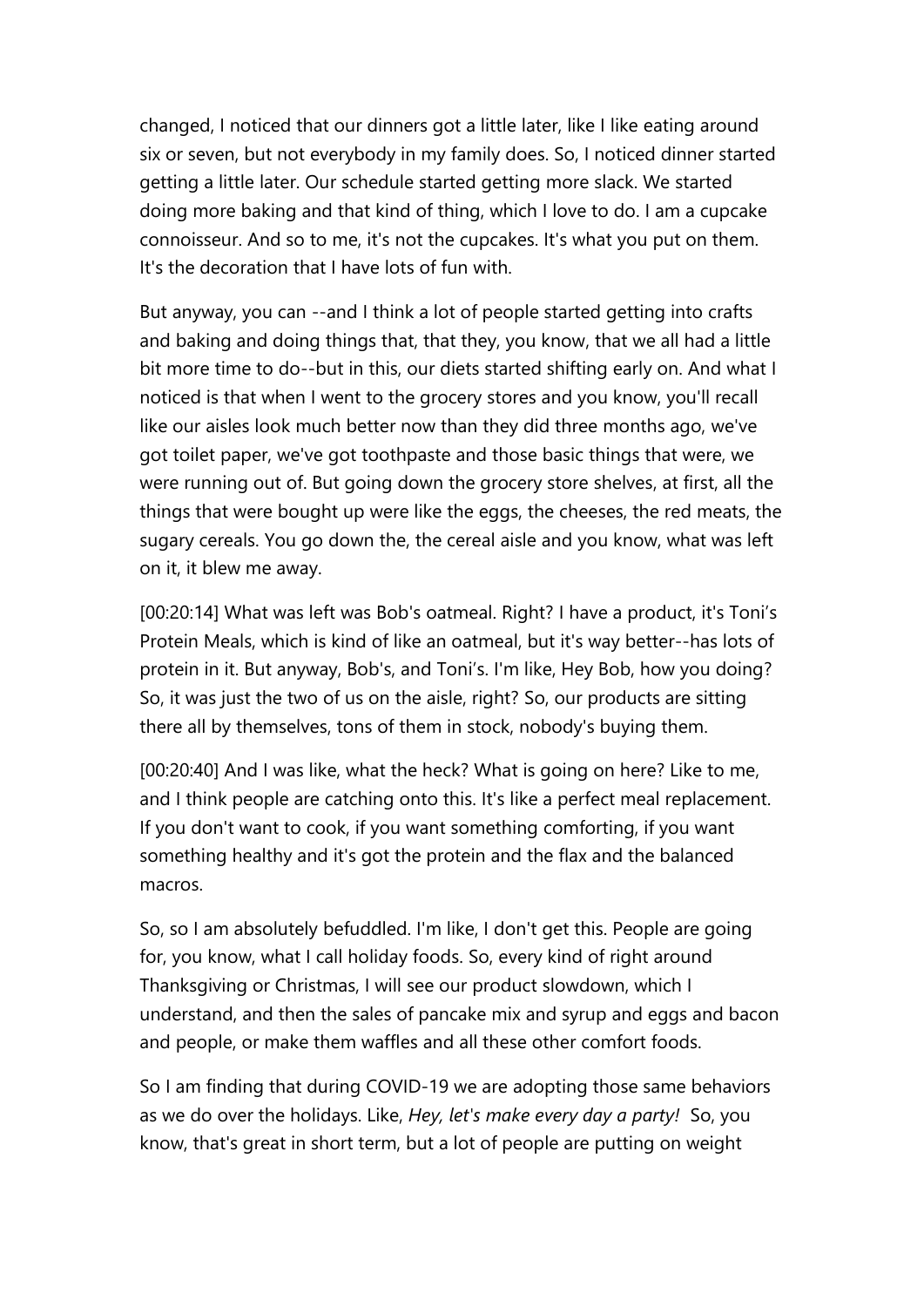changed, I noticed that our dinners got a little later, like I like eating around six or seven, but not everybody in my family does. So, I noticed dinner started getting a little later. Our schedule started getting more slack. We started doing more baking and that kind of thing, which I love to do. I am a cupcake connoisseur. And so to me, it's not the cupcakes. It's what you put on them. It's the decoration that I have lots of fun with.

But anyway, you can --and I think a lot of people started getting into crafts and baking and doing things that, that they, you know, that we all had a little bit more time to do--but in this, our diets started shifting early on. And what I noticed is that when I went to the grocery stores and you know, you'll recall like our aisles look much better now than they did three months ago, we've got toilet paper, we've got toothpaste and those basic things that were, we were running out of. But going down the grocery store shelves, at first, all the things that were bought up were like the eggs, the cheeses, the red meats, the sugary cereals. You go down the, the cereal aisle and you know, what was left on it, it blew me away.

[00:20:14] What was left was Bob's oatmeal. Right? I have a product, it's Toni's Protein Meals, which is kind of like an oatmeal, but it's way better--has lots of protein in it. But anyway, Bob's, and Toni's. I'm like, Hey Bob, how you doing? So, it was just the two of us on the aisle, right? So, our products are sitting there all by themselves, tons of them in stock, nobody's buying them.

[00:20:40] And I was like, what the heck? What is going on here? Like to me, and I think people are catching onto this. It's like a perfect meal replacement. If you don't want to cook, if you want something comforting, if you want something healthy and it's got the protein and the flax and the balanced macros.

So, so I am absolutely befuddled. I'm like, I don't get this. People are going for, you know, what I call holiday foods. So, every kind of right around Thanksgiving or Christmas, I will see our product slowdown, which I understand, and then the sales of pancake mix and syrup and eggs and bacon and people, or make them waffles and all these other comfort foods.

So I am finding that during COVID-19 we are adopting those same behaviors as we do over the holidays. Like, *Hey, let's make every day a party!* So, you know, that's great in short term, but a lot of people are putting on weight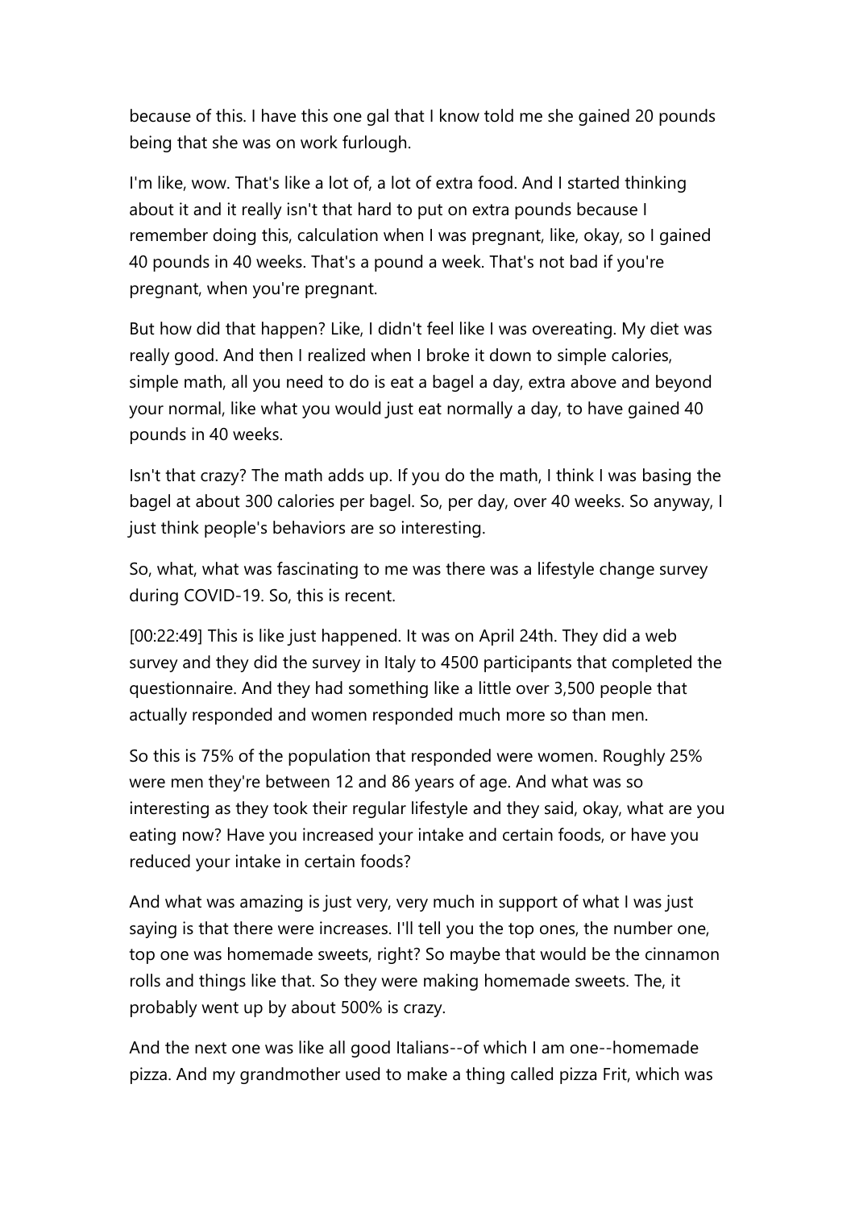because of this. I have this one gal that I know told me she gained 20 pounds being that she was on work furlough.

I'm like, wow. That's like a lot of, a lot of extra food. And I started thinking about it and it really isn't that hard to put on extra pounds because I remember doing this, calculation when I was pregnant, like, okay, so I gained 40 pounds in 40 weeks. That's a pound a week. That's not bad if you're pregnant, when you're pregnant.

But how did that happen? Like, I didn't feel like I was overeating. My diet was really good. And then I realized when I broke it down to simple calories, simple math, all you need to do is eat a bagel a day, extra above and beyond your normal, like what you would just eat normally a day, to have gained 40 pounds in 40 weeks.

Isn't that crazy? The math adds up. If you do the math, I think I was basing the bagel at about 300 calories per bagel. So, per day, over 40 weeks. So anyway, I just think people's behaviors are so interesting.

So, what, what was fascinating to me was there was a lifestyle change survey during COVID-19. So, this is recent.

[00:22:49] This is like just happened. It was on April 24th. They did a web survey and they did the survey in Italy to 4500 participants that completed the questionnaire. And they had something like a little over 3,500 people that actually responded and women responded much more so than men.

So this is 75% of the population that responded were women. Roughly 25% were men they're between 12 and 86 years of age. And what was so interesting as they took their regular lifestyle and they said, okay, what are you eating now? Have you increased your intake and certain foods, or have you reduced your intake in certain foods?

And what was amazing is just very, very much in support of what I was just saying is that there were increases. I'll tell you the top ones, the number one, top one was homemade sweets, right? So maybe that would be the cinnamon rolls and things like that. So they were making homemade sweets. The, it probably went up by about 500% is crazy.

And the next one was like all good Italians--of which I am one--homemade pizza. And my grandmother used to make a thing called pizza Frit, which was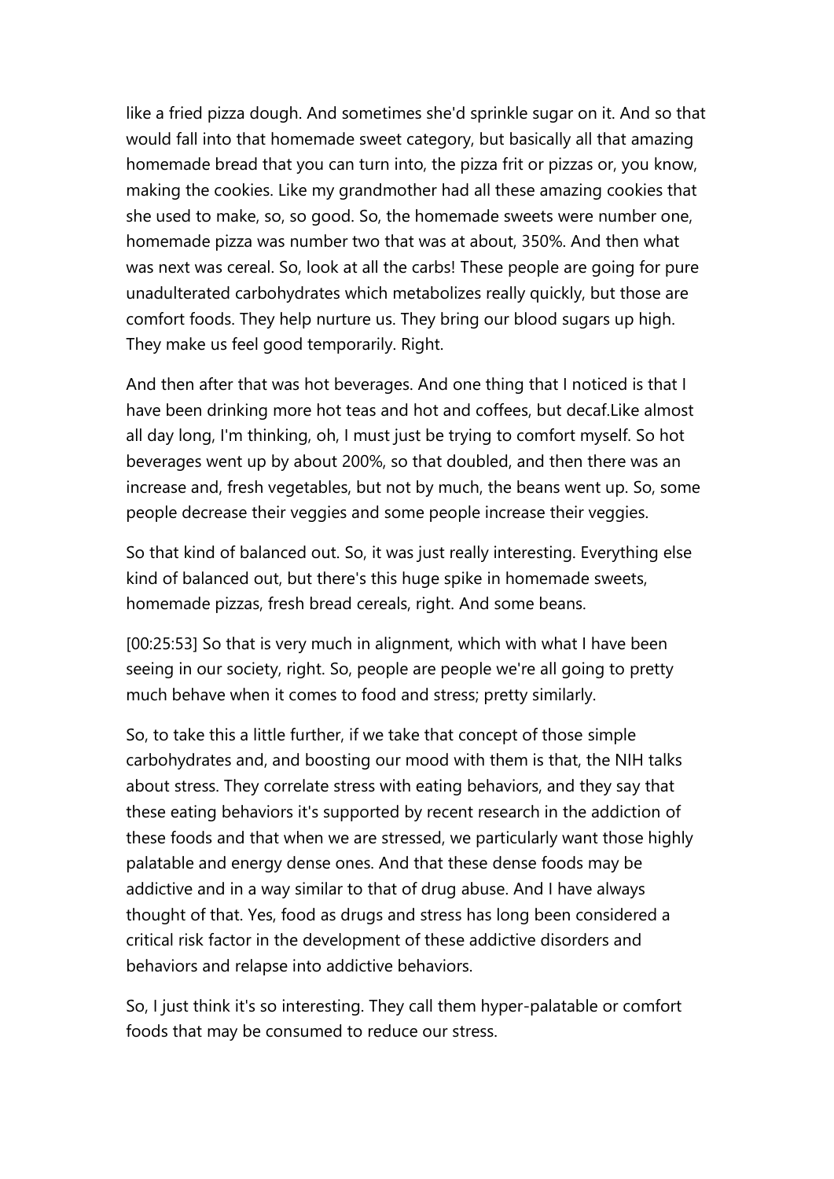like a fried pizza dough. And sometimes she'd sprinkle sugar on it. And so that would fall into that homemade sweet category, but basically all that amazing homemade bread that you can turn into, the pizza frit or pizzas or, you know, making the cookies. Like my grandmother had all these amazing cookies that she used to make, so, so good. So, the homemade sweets were number one, homemade pizza was number two that was at about, 350%. And then what was next was cereal. So, look at all the carbs! These people are going for pure unadulterated carbohydrates which metabolizes really quickly, but those are comfort foods. They help nurture us. They bring our blood sugars up high. They make us feel good temporarily. Right.

And then after that was hot beverages. And one thing that I noticed is that I have been drinking more hot teas and hot and coffees, but decaf.Like almost all day long, I'm thinking, oh, I must just be trying to comfort myself. So hot beverages went up by about 200%, so that doubled, and then there was an increase and, fresh vegetables, but not by much, the beans went up. So, some people decrease their veggies and some people increase their veggies.

So that kind of balanced out. So, it was just really interesting. Everything else kind of balanced out, but there's this huge spike in homemade sweets, homemade pizzas, fresh bread cereals, right. And some beans.

[00:25:53] So that is very much in alignment, which with what I have been seeing in our society, right. So, people are people we're all going to pretty much behave when it comes to food and stress; pretty similarly.

So, to take this a little further, if we take that concept of those simple carbohydrates and, and boosting our mood with them is that, the NIH talks about stress. They correlate stress with eating behaviors, and they say that these eating behaviors it's supported by recent research in the addiction of these foods and that when we are stressed, we particularly want those highly palatable and energy dense ones. And that these dense foods may be addictive and in a way similar to that of drug abuse. And I have always thought of that. Yes, food as drugs and stress has long been considered a critical risk factor in the development of these addictive disorders and behaviors and relapse into addictive behaviors.

So, I just think it's so interesting. They call them hyper-palatable or comfort foods that may be consumed to reduce our stress.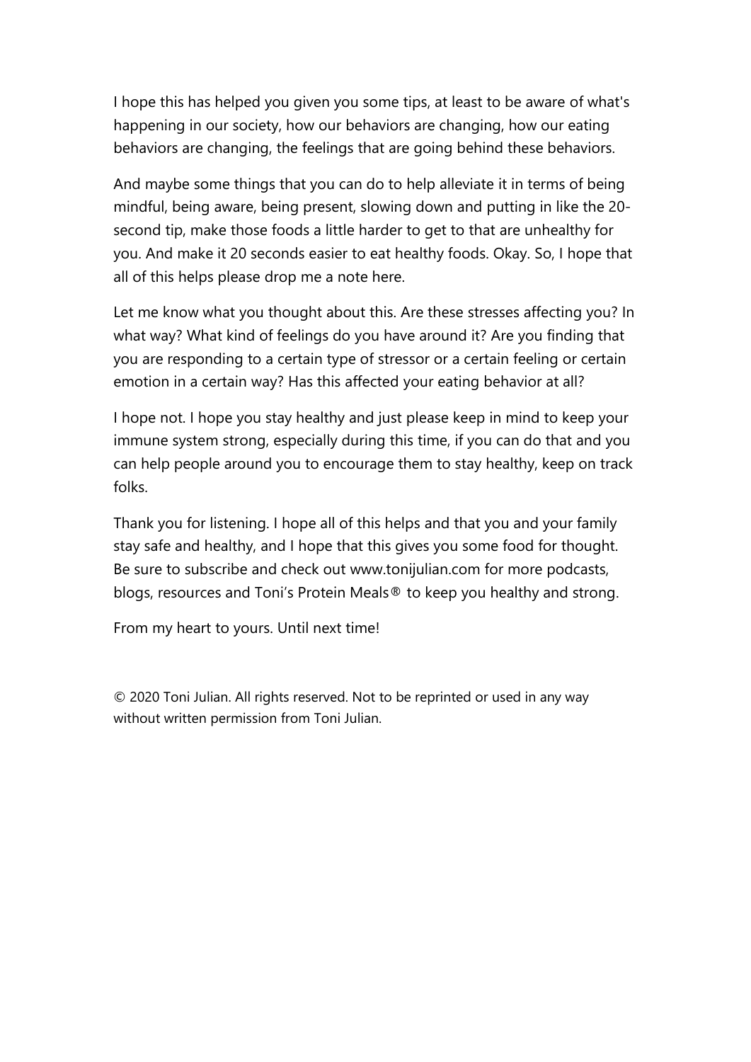I hope this has helped you given you some tips, at least to be aware of what's happening in our society, how our behaviors are changing, how our eating behaviors are changing, the feelings that are going behind these behaviors.

And maybe some things that you can do to help alleviate it in terms of being mindful, being aware, being present, slowing down and putting in like the 20-second tip, make those foods a little harder to get to that are unhealthy for you. And make it 20 seconds easier to eat healthy foods. Okay. So, I hope that all of this helps please drop me a note here.

Let me know what you thought about this. Are these stresses affecting you? In what way? What kind of feelings do you have around it? Are you finding that you are responding to a certain type of stressor or a certain feeling or certain emotion in a certain way? Has this affected your eating behavior at all?

I hope not. I hope you stay healthy and just please keep in mind to keep your immune system strong, especially during this time, if you can do that and you can help people around you to encourage them to stay healthy, keep on track folks.

Thank you for listening. I hope all of this helps and that you and your family stay safe and healthy, and I hope that this gives you some food for thought. Be sure to subscribe and check out www.tonijulian.com for more podcasts, blogs, resources and Toni's Protein Meals® to keep you healthy and strong.

From my heart to yours. Until next time!

© 2020 Toni Julian. All rights reserved. Not to be reprinted or used in any way without written permission from Toni Julian.